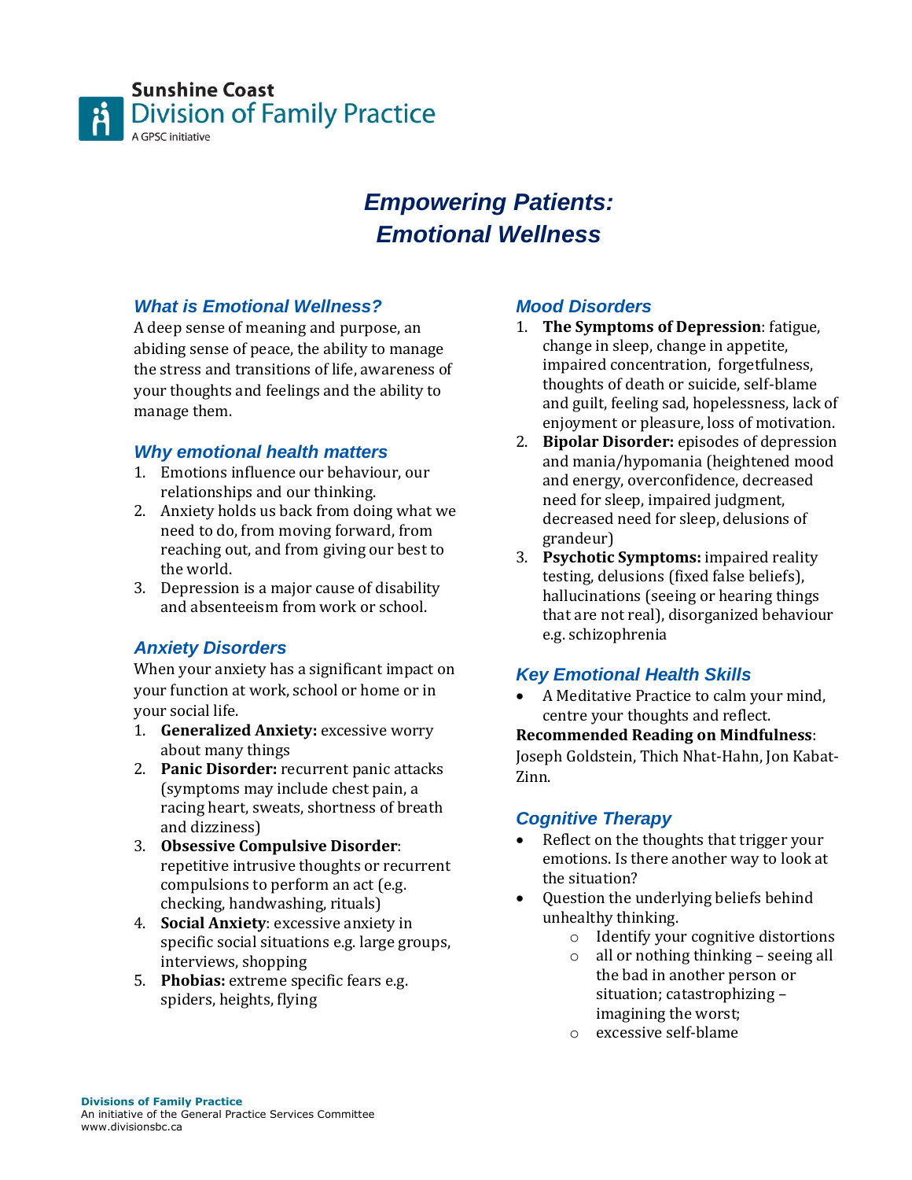Sunshine Coast
Division of Family Practice
A GPSC initiative

# *Empowering Patients: Emotional Wellness*

## *What is Emotional Wellness?*

A deep sense of meaning and purpose, an abiding sense of peace, the ability to manage the stress and transitions of life, awareness of your thoughts and feelings and the ability to manage them.

## *Why emotional health matters*

1. Emotions influence our behaviour, our relationships and our thinking.
2. Anxiety holds us back from doing what we need to do, from moving forward, from reaching out, and from giving our best to the world.
3. Depression is a major cause of disability and absenteeism from work or school.

## *Anxiety Disorders*

When your anxiety has a significant impact on your function at work, school or home or in your social life.

1. **Generalized Anxiety:** excessive worry about many things
2. **Panic Disorder:** recurrent panic attacks (symptoms may include chest pain, a racing heart, sweats, shortness of breath and dizziness)
3. **Obsessive Compulsive Disorder**: repetitive intrusive thoughts or recurrent compulsions to perform an act (e.g. checking, handwashing, rituals)
4. **Social Anxiety**: excessive anxiety in specific social situations e.g. large groups, interviews, shopping
5. **Phobias:** extreme specific fears e.g. spiders, heights, flying

## *Mood Disorders*

1. **The Symptoms of Depression**: fatigue, change in sleep, change in appetite, impaired concentration, forgetfulness, thoughts of death or suicide, self-blame and guilt, feeling sad, hopelessness, lack of enjoyment or pleasure, loss of motivation.
2. **Bipolar Disorder:** episodes of depression and mania/hypomania (heightened mood and energy, overconfidence, decreased need for sleep, impaired judgment, decreased need for sleep, delusions of grandeur)
3. **Psychotic Symptoms:** impaired reality testing, delusions (fixed false beliefs), hallucinations (seeing or hearing things that are not real), disorganized behaviour e.g. schizophrenia

## *Key Emotional Health Skills*

- A Meditative Practice to calm your mind, centre your thoughts and reflect.

**Recommended Reading on Mindfulness**: Joseph Goldstein, Thich Nhat-Hahn, Jon Kabat-Zinn.

## *Cognitive Therapy*

- Reflect on the thoughts that trigger your emotions. Is there another way to look at the situation?
- Question the underlying beliefs behind unhealthy thinking.
    - Identify your cognitive distortions
    - all or nothing thinking – seeing all the bad in another person or situation; catastrophizing – imagining the worst;
    - excessive self-blame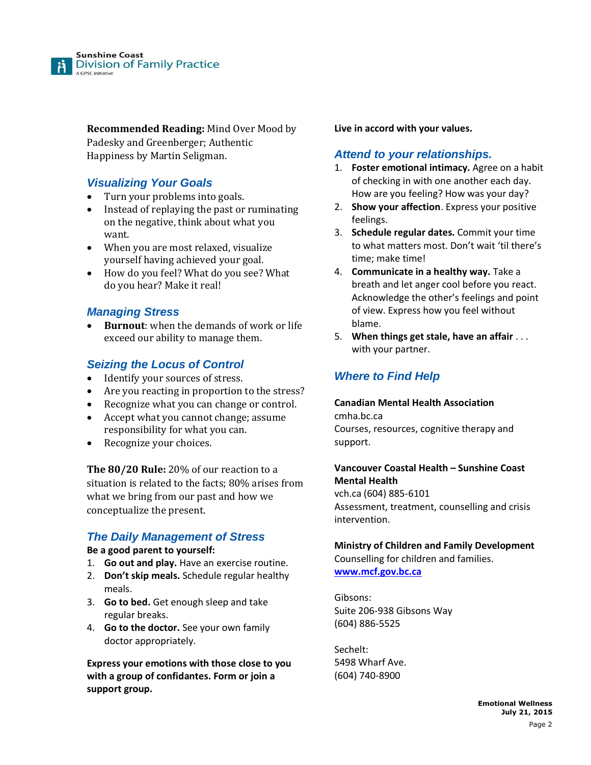**Recommended Reading:** Mind Over Mood by Padesky and Greenberger; Authentic Happiness by Martin Seligman.

## *Visualizing Your Goals*

- Turn your problems into goals.
- Instead of replaying the past or ruminating on the negative, think about what you want.
- When you are most relaxed, visualize yourself having achieved your goal.
- How do you feel? What do you see? What do you hear? Make it real!

## *Managing Stress*

- **Burnout**: when the demands of work or life exceed our ability to manage them.

## *Seizing the Locus of Control*

- Identify your sources of stress.
- Are you reacting in proportion to the stress?
- Recognize what you can change or control.
- Accept what you cannot change; assume responsibility for what you can.
- Recognize your choices.

**The 80/20 Rule:** 20% of our reaction to a situation is related to the facts; 80% arises from what we bring from our past and how we conceptualize the present.

## *The Daily Management of Stress*

**Be a good parent to yourself:**

1. **Go out and play.** Have an exercise routine.
2. **Don't skip meals.** Schedule regular healthy meals.
3. **Go to bed.** Get enough sleep and take regular breaks.
4. **Go to the doctor.** See your own family doctor appropriately.

**Express your emotions with those close to you with a group of confidantes. Form or join a support group.**

**Live in accord with your values.**

## *Attend to your relationships.*

1. **Foster emotional intimacy.** Agree on a habit of checking in with one another each day. How are you feeling? How was your day?
2. **Show your affection**. Express your positive feelings.
3. **Schedule regular dates.** Commit your time to what matters most. Don't wait 'til there's time; make time!
4. **Communicate in a healthy way.** Take a breath and let anger cool before you react. Acknowledge the other's feelings and point of view. Express how you feel without blame.
5. **When things get stale, have an affair** . . . with your partner.

## *Where to Find Help*

**Canadian Mental Health Association**
cmha.bc.ca
Courses, resources, cognitive therapy and support.

**Vancouver Coastal Health – Sunshine Coast Mental Health**
vch.ca (604) 885-6101
Assessment, treatment, counselling and crisis intervention.

**Ministry of Children and Family Development**
Counselling for children and families.
[www.mcf.gov.bc.ca](http://www.mcf.gov.bc.ca)

Gibsons:
Suite 206-938 Gibsons Way
(604) 886-5525

Sechelt:
5498 Wharf Ave.
(604) 740-8900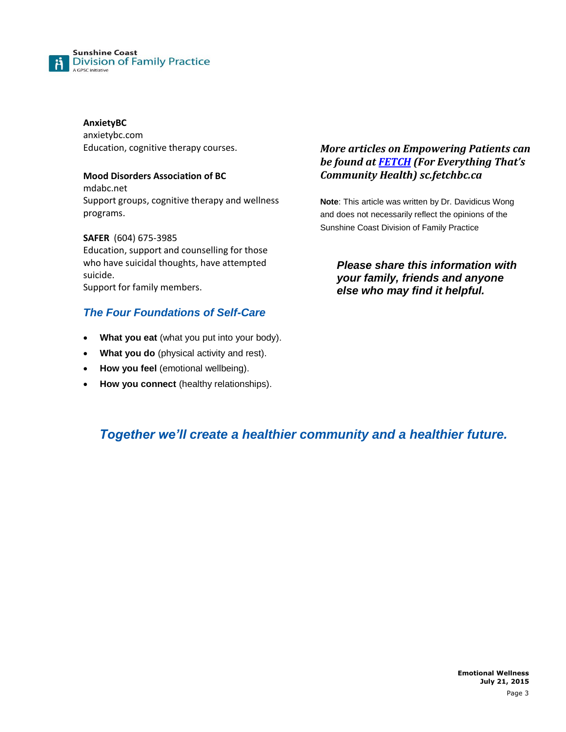**AnxietyBC**
anxietybc.com
Education, cognitive therapy courses.

**Mood Disorders Association of BC**
mdabc.net
Support groups, cognitive therapy and wellness programs.

**SAFER** (604) 675-3985
Education, support and counselling for those who have suicidal thoughts, have attempted suicide.
Support for family members.

## *The Four Foundations of Self-Care*

- **What you eat** (what you put into your body).
- **What you do** (physical activity and rest).
- **How you feel** (emotional wellbeing).
- **How you connect** (healthy relationships).

***More articles on Empowering Patients can be found at FETCH (For Everything That's Community Health) sc.fetchbc.ca***

**Note**: This article was written by Dr. Davidicus Wong and does not necessarily reflect the opinions of the Sunshine Coast Division of Family Practice

***Please share this information with your family, friends and anyone else who may find it helpful.***

***Together we'll create a healthier community and a healthier future.***